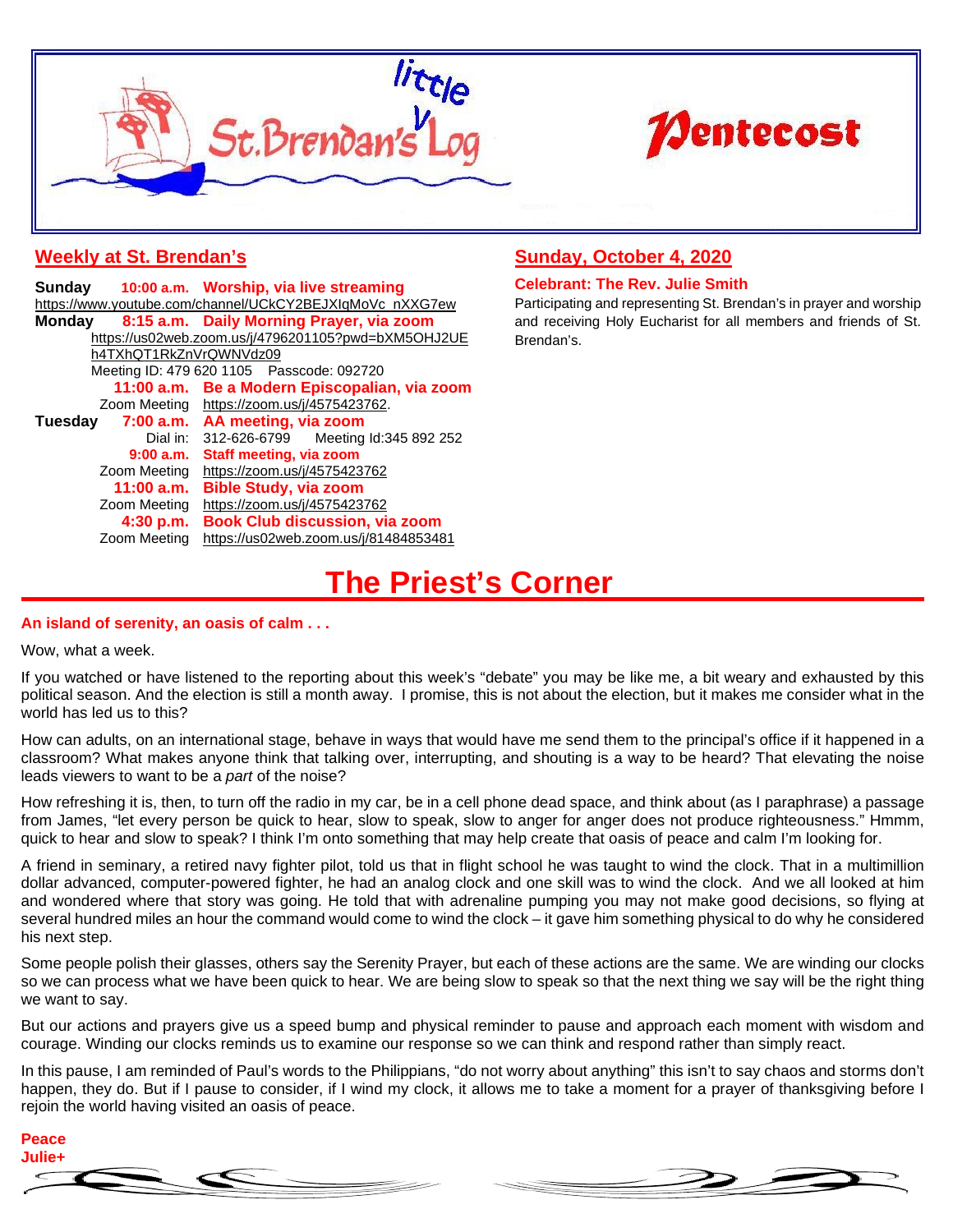# little St. Brendan's Log

# Pentecost

## Weekly at St. Brendan's

**Sunday** **10:00 a.m.** **Worship, via live streaming**
https://www.youtube.com/channel/UCkCY2BEJXIgMoVc_nXXG7ew

**Monday** **8:15 a.m.** **Daily Morning Prayer, via zoom**
https://us02web.zoom.us/j/4796201105?pwd=bXM5OHJ2UEh4TXhQT1RkZnVrQWNVdz09
Meeting ID: 479 620 1105 Passcode: 092720

**11:00 a.m.** **Be a Modern Episcopalian, via zoom**
Zoom Meeting https://zoom.us/j/4575423762.

**Tuesday** **7:00 a.m.** **AA meeting, via zoom**
Dial in: 312-626-6799 Meeting Id:345 892 252

**9:00 a.m.** **Staff meeting, via zoom**
Zoom Meeting https://zoom.us/j/4575423762

**11:00 a.m.** **Bible Study, via zoom**
Zoom Meeting https://zoom.us/j/4575423762

**4:30 p.m.** **Book Club discussion, via zoom**
Zoom Meeting https://us02web.zoom.us/j/81484853481

## Sunday, October 4, 2020

**Celebrant: The Rev. Julie Smith**

Participating and representing St. Brendan's in prayer and worship and receiving Holy Eucharist for all members and friends of St. Brendan's.

# The Priest's Corner

**An island of serenity, an oasis of calm . . .**

Wow, what a week.

If you watched or have listened to the reporting about this week's "debate" you may be like me, a bit weary and exhausted by this political season. And the election is still a month away. I promise, this is not about the election, but it makes me consider what in the world has led us to this?

How can adults, on an international stage, behave in ways that would have me send them to the principal's office if it happened in a classroom? What makes anyone think that talking over, interrupting, and shouting is a way to be heard? That elevating the noise leads viewers to want to be a *part* of the noise?

How refreshing it is, then, to turn off the radio in my car, be in a cell phone dead space, and think about (as I paraphrase) a passage from James, "let every person be quick to hear, slow to speak, slow to anger for anger does not produce righteousness." Hmmm, quick to hear and slow to speak? I think I'm onto something that may help create that oasis of peace and calm I'm looking for.

A friend in seminary, a retired navy fighter pilot, told us that in flight school he was taught to wind the clock. That in a multimillion dollar advanced, computer-powered fighter, he had an analog clock and one skill was to wind the clock. And we all looked at him and wondered where that story was going. He told that with adrenaline pumping you may not make good decisions, so flying at several hundred miles an hour the command would come to wind the clock – it gave him something physical to do why he considered his next step.

Some people polish their glasses, others say the Serenity Prayer, but each of these actions are the same. We are winding our clocks so we can process what we have been quick to hear. We are being slow to speak so that the next thing we say will be the right thing we want to say.

But our actions and prayers give us a speed bump and physical reminder to pause and approach each moment with wisdom and courage. Winding our clocks reminds us to examine our response so we can think and respond rather than simply react.

In this pause, I am reminded of Paul's words to the Philippians, "do not worry about anything" this isn't to say chaos and storms don't happen, they do. But if I pause to consider, if I wind my clock, it allows me to take a moment for a prayer of thanksgiving before I rejoin the world having visited an oasis of peace.

**Peace**
**Julie+**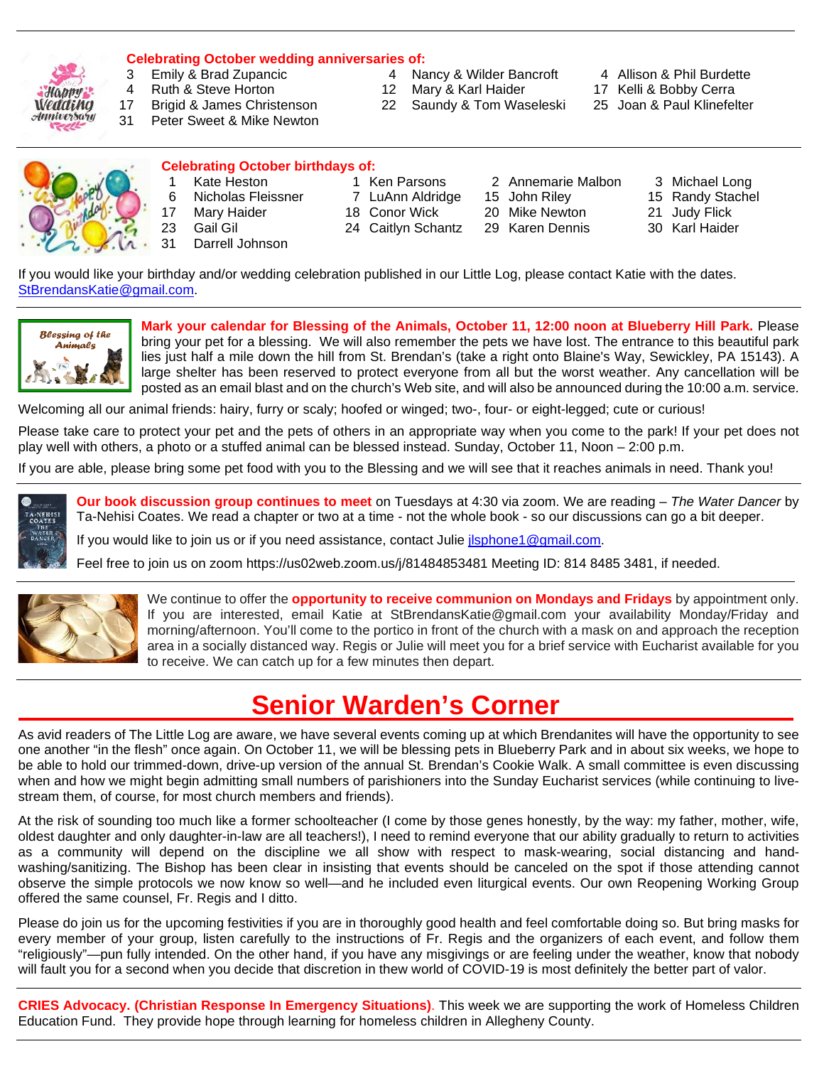**Celebrating October wedding anniversaries of:**

- 3 Emily & Brad Zupancic
- 4 Ruth & Steve Horton
- 17 Brigid & James Christenson
- 31 Peter Sweet & Mike Newton
- 4 Nancy & Wilder Bancroft
- 12 Mary & Karl Haider
- 22 Saundy & Tom Waseleski
- 4 Allison & Phil Burdette
- 17 Kelli & Bobby Cerra
- 25 Joan & Paul Klinefelter

**Celebrating October birthdays of:**

- 1 Kate Heston
- 6 Nicholas Fleissner
- 17 Mary Haider
- 23 Gail Gil
- 31 Darrell Johnson
- 1 Ken Parsons
- 7 LuAnn Aldridge
- 18 Conor Wick
- 24 Caitlyn Schantz
- 2 Annemarie Malbon
- 15 John Riley
- 20 Mike Newton
- 29 Karen Dennis
- 3 Michael Long
- 15 Randy Stachel
- 21 Judy Flick
- 30 Karl Haider

If you would like your birthday and/or wedding celebration published in our Little Log, please contact Katie with the dates. StBrendansKatie@gmail.com.

---

**Mark your calendar for Blessing of the Animals, October 11, 12:00 noon at Blueberry Hill Park.** Please bring your pet for a blessing. We will also remember the pets we have lost. The entrance to this beautiful park lies just half a mile down the hill from St. Brendan's (take a right onto Blaine's Way, Sewickley, PA 15143). A large shelter has been reserved to protect everyone from all but the worst weather. Any cancellation will be posted as an email blast and on the church's Web site, and will also be announced during the 10:00 a.m. service.

Welcoming all our animal friends: hairy, furry or scaly; hoofed or winged; two-, four- or eight-legged; cute or curious!

Please take care to protect your pet and the pets of others in an appropriate way when you come to the park! If your pet does not play well with others, a photo or a stuffed animal can be blessed instead. Sunday, October 11, Noon – 2:00 p.m.

If you are able, please bring some pet food with you to the Blessing and we will see that it reaches animals in need. Thank you!

---

**Our book discussion group continues to meet** on Tuesdays at 4:30 via zoom. We are reading – *The Water Dancer* by Ta-Nehisi Coates. We read a chapter or two at a time - not the whole book - so our discussions can go a bit deeper.

If you would like to join us or if you need assistance, contact Julie jlsphone1@gmail.com.

Feel free to join us on zoom https://us02web.zoom.us/j/81484853481 Meeting ID: 814 8485 3481, if needed.

---

We continue to offer the **opportunity to receive communion on Mondays and Fridays** by appointment only. If you are interested, email Katie at StBrendansKatie@gmail.com your availability Monday/Friday and morning/afternoon. You'll come to the portico in front of the church with a mask on and approach the reception area in a socially distanced way. Regis or Julie will meet you for a brief service with Eucharist available for you to receive. We can catch up for a few minutes then depart.

---

# Senior Warden's Corner

As avid readers of The Little Log are aware, we have several events coming up at which Brendanites will have the opportunity to see one another "in the flesh" once again. On October 11, we will be blessing pets in Blueberry Park and in about six weeks, we hope to be able to hold our trimmed-down, drive-up version of the annual St. Brendan's Cookie Walk. A small committee is even discussing when and how we might begin admitting small numbers of parishioners into the Sunday Eucharist services (while continuing to live-stream them, of course, for most church members and friends).

At the risk of sounding too much like a former schoolteacher (I come by those genes honestly, by the way: my father, mother, wife, oldest daughter and only daughter-in-law are all teachers!), I need to remind everyone that our ability gradually to return to activities as a community will depend on the discipline we all show with respect to mask-wearing, social distancing and hand-washing/sanitizing. The Bishop has been clear in insisting that events should be canceled on the spot if those attending cannot observe the simple protocols we now know so well—and he included even liturgical events. Our own Reopening Working Group offered the same counsel, Fr. Regis and I ditto.

Please do join us for the upcoming festivities if you are in thoroughly good health and feel comfortable doing so. But bring masks for every member of your group, listen carefully to the instructions of Fr. Regis and the organizers of each event, and follow them "religiously"—pun fully intended. On the other hand, if you have any misgivings or are feeling under the weather, know that nobody will fault you for a second when you decide that discretion in thew world of COVID-19 is most definitely the better part of valor.

---

**CRIES Advocacy. (Christian Response In Emergency Situations)**. This week we are supporting the work of Homeless Children Education Fund. They provide hope through learning for homeless children in Allegheny County.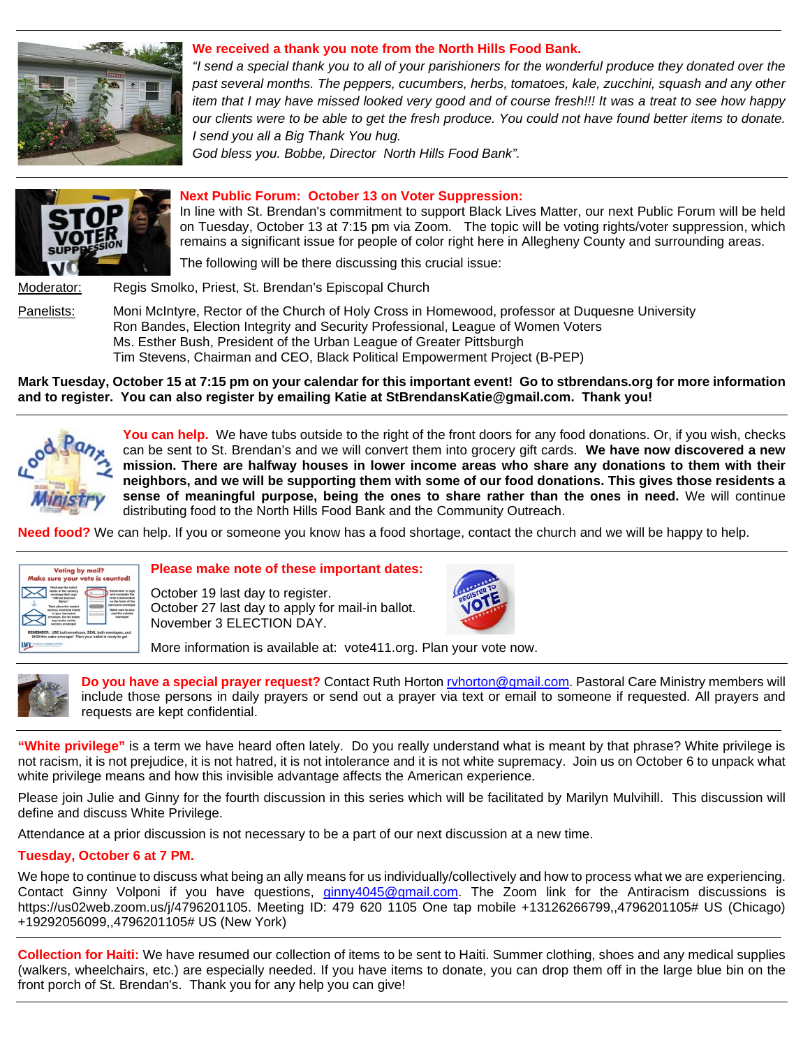**We received a thank you note from the North Hills Food Bank.**

*"I send a special thank you to all of your parishioners for the wonderful produce they donated over the past several months. The peppers, cucumbers, herbs, tomatoes, kale, zucchini, squash and any other item that I may have missed looked very good and of course fresh!!! It was a treat to see how happy our clients were to be able to get the fresh produce. You could not have found better items to donate. I send you all a Big Thank You hug.*

*God bless you. Bobbe, Director North Hills Food Bank".*

---

**Next Public Forum: October 13 on Voter Suppression:**

In line with St. Brendan's commitment to support Black Lives Matter, our next Public Forum will be held on Tuesday, October 13 at 7:15 pm via Zoom. The topic will be voting rights/voter suppression, which remains a significant issue for people of color right here in Allegheny County and surrounding areas.

The following will be there discussing this crucial issue:

Moderator: Regis Smolko, Priest, St. Brendan's Episcopal Church

Panelists:
- Moni McIntyre, Rector of the Church of Holy Cross in Homewood, professor at Duquesne University
- Ron Bandes, Election Integrity and Security Professional, League of Women Voters
- Ms. Esther Bush, President of the Urban League of Greater Pittsburgh
- Tim Stevens, Chairman and CEO, Black Political Empowerment Project (B-PEP)

**Mark Tuesday, October 15 at 7:15 pm on your calendar for this important event! Go to stbrendans.org for more information and to register. You can also register by emailing Katie at StBrendansKatie@gmail.com. Thank you!**

---

**You can help.** We have tubs outside to the right of the front doors for any food donations. Or, if you wish, checks can be sent to St. Brendan's and we will convert them into grocery gift cards. **We have now discovered a new mission. There are halfway houses in lower income areas who share any donations to them with their neighbors, and we will be supporting them with some of our food donations. This gives those residents a sense of meaningful purpose, being the ones to share rather than the ones in need.** We will continue distributing food to the North Hills Food Bank and the Community Outreach.

**Need food?** We can help. If you or someone you know has a food shortage, contact the church and we will be happy to help.

---

**Please make note of these important dates:**

October 19 last day to register.
October 27 last day to apply for mail-in ballot.
November 3 ELECTION DAY.

More information is available at: vote411.org. Plan your vote now.

---

**Do you have a special prayer request?** Contact Ruth Horton rvhorton@gmail.com. Pastoral Care Ministry members will include those persons in daily prayers or send out a prayer via text or email to someone if requested. All prayers and requests are kept confidential.

---

**"White privilege"** is a term we have heard often lately. Do you really understand what is meant by that phrase? White privilege is not racism, it is not prejudice, it is not hatred, it is not intolerance and it is not white supremacy. Join us on October 6 to unpack what white privilege means and how this invisible advantage affects the American experience.

Please join Julie and Ginny for the fourth discussion in this series which will be facilitated by Marilyn Mulvihill. This discussion will define and discuss White Privilege.

Attendance at a prior discussion is not necessary to be a part of our next discussion at a new time.

**Tuesday, October 6 at 7 PM.**

We hope to continue to discuss what being an ally means for us individually/collectively and how to process what we are experiencing. Contact Ginny Volponi if you have questions, ginny4045@gmail.com. The Zoom link for the Antiracism discussions is https://us02web.zoom.us/j/4796201105. Meeting ID: 479 620 1105 One tap mobile +13126266799,,4796201105# US (Chicago) +19292056099,,4796201105# US (New York)

---

**Collection for Haiti:** We have resumed our collection of items to be sent to Haiti. Summer clothing, shoes and any medical supplies (walkers, wheelchairs, etc.) are especially needed. If you have items to donate, you can drop them off in the large blue bin on the front porch of St. Brendan's. Thank you for any help you can give!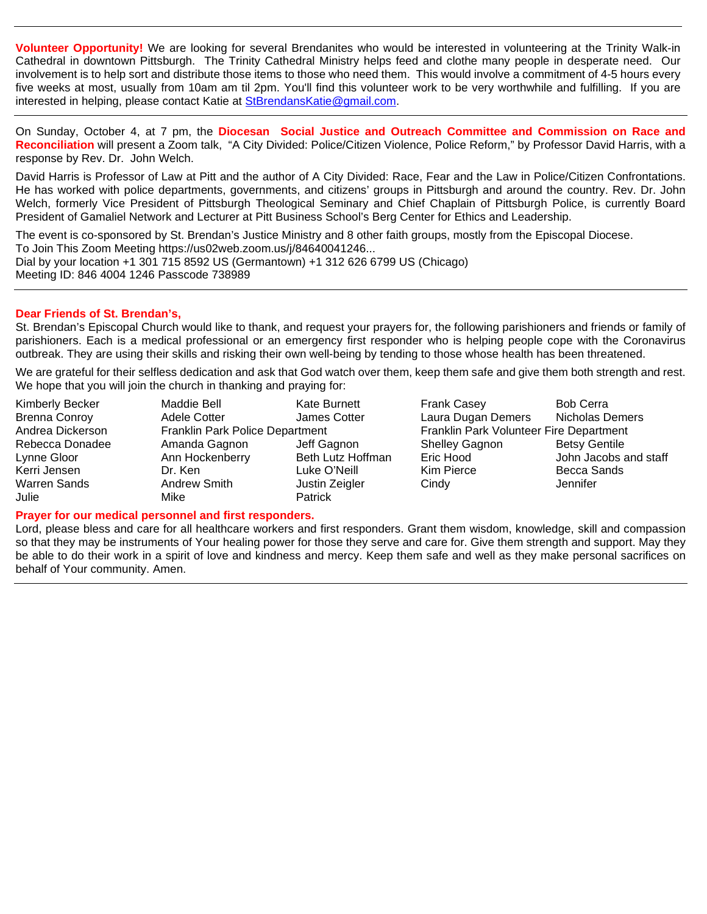**Volunteer Opportunity!** We are looking for several Brendanites who would be interested in volunteering at the Trinity Walk-in Cathedral in downtown Pittsburgh. The Trinity Cathedral Ministry helps feed and clothe many people in desperate need. Our involvement is to help sort and distribute those items to those who need them. This would involve a commitment of 4-5 hours every five weeks at most, usually from 10am am til 2pm. You'll find this volunteer work to be very worthwhile and fulfilling. If you are interested in helping, please contact Katie at StBrendansKatie@gmail.com.

---

On Sunday, October 4, at 7 pm, the **Diocesan Social Justice and Outreach Committee and Commission on Race and Reconciliation** will present a Zoom talk, "A City Divided: Police/Citizen Violence, Police Reform," by Professor David Harris, with a response by Rev. Dr. John Welch.

David Harris is Professor of Law at Pitt and the author of A City Divided: Race, Fear and the Law in Police/Citizen Confrontations. He has worked with police departments, governments, and citizens' groups in Pittsburgh and around the country. Rev. Dr. John Welch, formerly Vice President of Pittsburgh Theological Seminary and Chief Chaplain of Pittsburgh Police, is currently Board President of Gamaliel Network and Lecturer at Pitt Business School's Berg Center for Ethics and Leadership.

The event is co-sponsored by St. Brendan's Justice Ministry and 8 other faith groups, mostly from the Episcopal Diocese.
To Join This Zoom Meeting https://us02web.zoom.us/j/84640041246...
Dial by your location +1 301 715 8592 US (Germantown) +1 312 626 6799 US (Chicago)
Meeting ID: 846 4004 1246 Passcode 738989

---

**Dear Friends of St. Brendan's,**

St. Brendan's Episcopal Church would like to thank, and request your prayers for, the following parishioners and friends or family of parishioners. Each is a medical professional or an emergency first responder who is helping people cope with the Coronavirus outbreak. They are using their skills and risking their own well-being by tending to those whose health has been threatened.

We are grateful for their selfless dedication and ask that God watch over them, keep them safe and give them both strength and rest. We hope that you will join the church in thanking and praying for:

Kimberly Becker, Maddie Bell, Kate Burnett, Frank Casey, Bob Cerra
Brenna Conroy, Adele Cotter, James Cotter, Laura Dugan Demers, Nicholas Demers
Andrea Dickerson, Franklin Park Police Department, Franklin Park Volunteer Fire Department
Rebecca Donadee, Amanda Gagnon, Jeff Gagnon, Shelley Gagnon, Betsy Gentile
Lynne Gloor, Ann Hockenberry, Beth Lutz Hoffman, Eric Hood, John Jacobs and staff
Kerri Jensen, Dr. Ken, Luke O'Neill, Kim Pierce, Becca Sands
Warren Sands, Andrew Smith, Justin Zeigler, Cindy, Jennifer
Julie, Mike, Patrick

**Prayer for our medical personnel and first responders.**

Lord, please bless and care for all healthcare workers and first responders. Grant them wisdom, knowledge, skill and compassion so that they may be instruments of Your healing power for those they serve and care for. Give them strength and support. May they be able to do their work in a spirit of love and kindness and mercy. Keep them safe and well as they make personal sacrifices on behalf of Your community. Amen.

---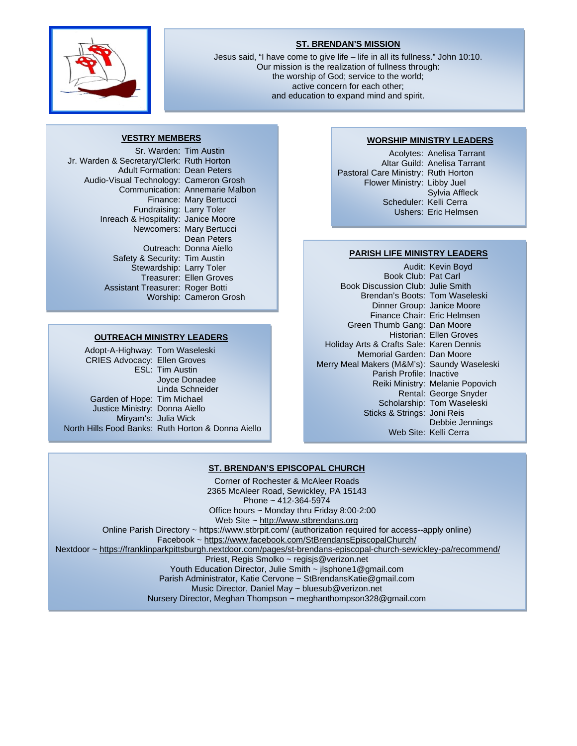## ST. BRENDAN'S MISSION

Jesus said, "I have come to give life – life in all its fullness." John 10:10.
Our mission is the realization of fullness through:
the worship of God; service to the world;
active concern for each other;
and education to expand mind and spirit.

## VESTRY MEMBERS

| | |
|---|---|
| Sr. Warden: | Tim Austin |
| Jr. Warden & Secretary/Clerk: | Ruth Horton |
| Adult Formation: | Dean Peters |
| Audio-Visual Technology: | Cameron Grosh |
| Communication: | Annemarie Malbon |
| Finance: | Mary Bertucci |
| Fundraising: | Larry Toler |
| Inreach & Hospitality: | Janice Moore |
| Newcomers: | Mary Bertucci |
| | Dean Peters |
| Outreach: | Donna Aiello |
| Safety & Security: | Tim Austin |
| Stewardship: | Larry Toler |
| Treasurer: | Ellen Groves |
| Assistant Treasurer: | Roger Botti |
| Worship: | Cameron Grosh |

## OUTREACH MINISTRY LEADERS

| | |
|---|---|
| Adopt-A-Highway: | Tom Waseleski |
| CRIES Advocacy: | Ellen Groves |
| ESL: | Tim Austin |
| | Joyce Donadee |
| | Linda Schneider |
| Garden of Hope: | Tim Michael |
| Justice Ministry: | Donna Aiello |
| Miryam's: | Julia Wick |
| North Hills Food Banks: | Ruth Horton & Donna Aiello |

## WORSHIP MINISTRY LEADERS

| | |
|---|---|
| Acolytes: | Anelisa Tarrant |
| Altar Guild: | Anelisa Tarrant |
| Pastoral Care Ministry: | Ruth Horton |
| Flower Ministry: | Libby Juel |
| | Sylvia Affleck |
| Scheduler: | Kelli Cerra |
| Ushers: | Eric Helmsen |

## PARISH LIFE MINISTRY LEADERS

| | |
|---|---|
| Audit: | Kevin Boyd |
| Book Club: | Pat Carl |
| Book Discussion Club: | Julie Smith |
| Brendan's Boots: | Tom Waseleski |
| Dinner Group: | Janice Moore |
| Finance Chair: | Eric Helmsen |
| Green Thumb Gang: | Dan Moore |
| Historian: | Ellen Groves |
| Holiday Arts & Crafts Sale: | Karen Dennis |
| Memorial Garden: | Dan Moore |
| Merry Meal Makers (M&M's): | Saundy Waseleski |
| Parish Profile: | Inactive |
| Reiki Ministry: | Melanie Popovich |
| Rental: | George Snyder |
| Scholarship: | Tom Waseleski |
| Sticks & Strings: | Joni Reis |
| | Debbie Jennings |
| Web Site: | Kelli Cerra |

## ST. BRENDAN'S EPISCOPAL CHURCH

Corner of Rochester & McAleer Roads
2365 McAleer Road, Sewickley, PA 15143
Phone ~ 412-364-5974
Office hours ~ Monday thru Friday 8:00-2:00
Web Site ~ http://www.stbrendans.org
Online Parish Directory ~ https://www.stbrpit.com/ (authorization required for access--apply online)
Facebook ~ https://www.facebook.com/StBrendansEpiscopalChurch/
Nextdoor ~ https://franklinparkpittsburgh.nextdoor.com/pages/st-brendans-episcopal-church-sewickley-pa/recommend/
Priest, Regis Smolko ~ regisjs@verizon.net
Youth Education Director, Julie Smith ~ jlsphone1@gmail.com
Parish Administrator, Katie Cervone ~ StBrendansKatie@gmail.com
Music Director, Daniel May ~ bluesub@verizon.net
Nursery Director, Meghan Thompson ~ meghanthompson328@gmail.com